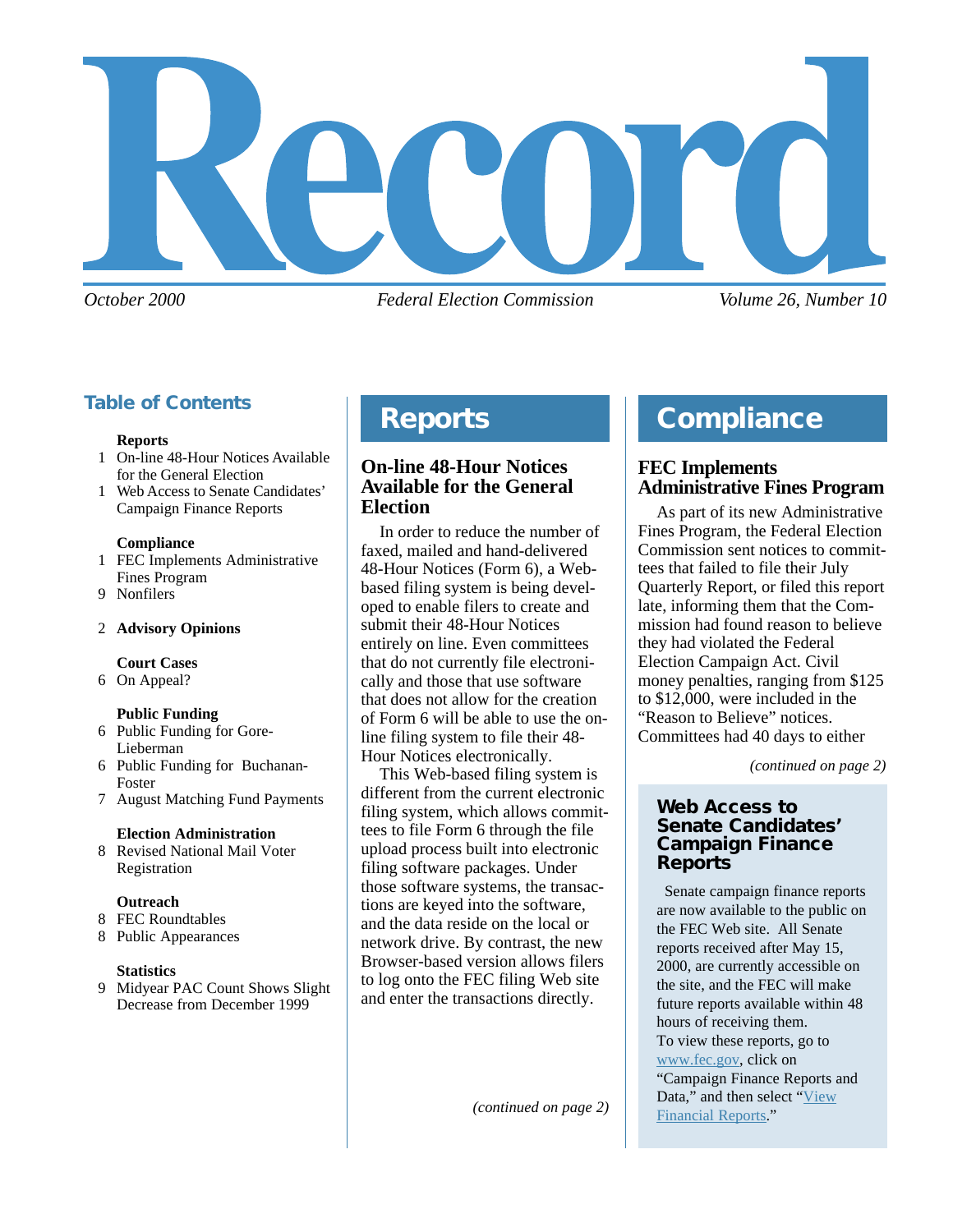# Record

*October 2000* *Federal Election Commission* *Volume 26, Number 10*

## Table of Contents

**Reports**
- 1 On-line 48-Hour Notices Available for the General Election
- 1 Web Access to Senate Candidates' Campaign Finance Reports

**Compliance**
- 1 FEC Implements Administrative Fines Program
- 9 Nonfilers

2 **Advisory Opinions**

**Court Cases**
- 6 On Appeal?

**Public Funding**
- 6 Public Funding for Gore-Lieberman
- 6 Public Funding for Buchanan-Foster
- 7 August Matching Fund Payments

**Election Administration**
- 8 Revised National Mail Voter Registration

**Outreach**
- 8 FEC Roundtables
- 8 Public Appearances

**Statistics**
- 9 Midyear PAC Count Shows Slight Decrease from December 1999

## Reports

### On-line 48-Hour Notices Available for the General Election

In order to reduce the number of faxed, mailed and hand-delivered 48-Hour Notices (Form 6), a Web-based filing system is being developed to enable filers to create and submit their 48-Hour Notices entirely on line. Even committees that do not currently file electronically and those that use software that does not allow for the creation of Form 6 will be able to use the on-line filing system to file their 48-Hour Notices electronically.

This Web-based filing system is different from the current electronic filing system, which allows committees to file Form 6 through the file upload process built into electronic filing software packages. Under those software systems, the transactions are keyed into the software, and the data reside on the local or network drive. By contrast, the new Browser-based version allows filers to log onto the FEC filing Web site and enter the transactions directly.

*(continued on page 2)*

## Compliance

### FEC Implements Administrative Fines Program

As part of its new Administrative Fines Program, the Federal Election Commission sent notices to committees that failed to file their July Quarterly Report, or filed this report late, informing them that the Commission had found reason to believe they had violated the Federal Election Campaign Act. Civil money penalties, ranging from $125 to $12,000, were included in the "Reason to Believe" notices. Committees had 40 days to either

*(continued on page 2)*

### Web Access to Senate Candidates' Campaign Finance Reports

Senate campaign finance reports are now available to the public on the FEC Web site. All Senate reports received after May 15, 2000, are currently accessible on the site, and the FEC will make future reports available within 48 hours of receiving them.

To view these reports, go to www.fec.gov, click on "Campaign Finance Reports and Data," and then select "View Financial Reports."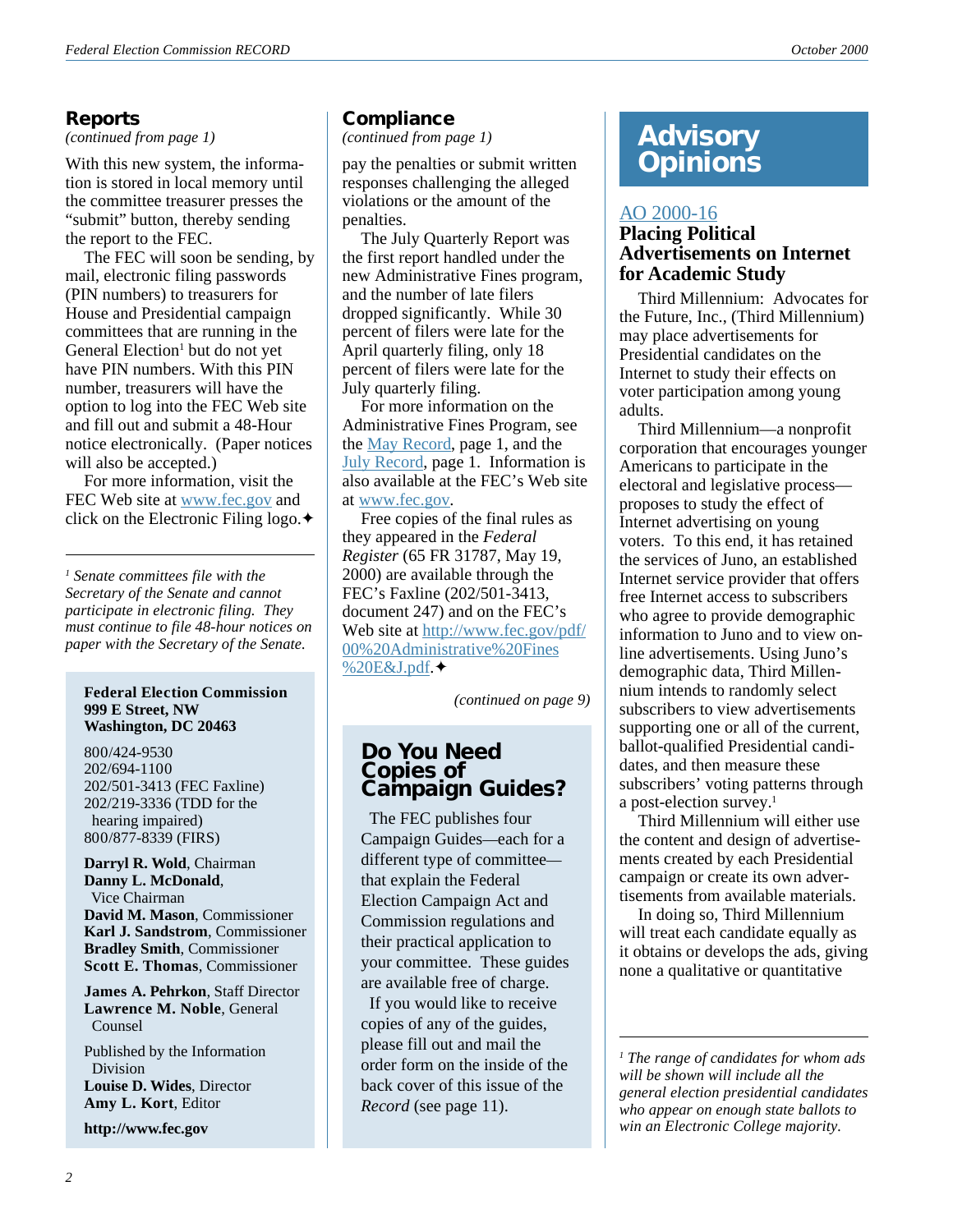## Reports

*(continued from page 1)*

With this new system, the information is stored in local memory until the committee treasurer presses the "submit" button, thereby sending the report to the FEC.

The FEC will soon be sending, by mail, electronic filing passwords (PIN numbers) to treasurers for House and Presidential campaign committees that are running in the General Election[1] but do not yet have PIN numbers. With this PIN number, treasurers will have the option to log into the FEC Web site and fill out and submit a 48-Hour notice electronically. (Paper notices will also be accepted.)

For more information, visit the FEC Web site at www.fec.gov and click on the Electronic Filing logo.✦

*[1] Senate committees file with the Secretary of the Senate and cannot participate in electronic filing. They must continue to file 48-hour notices on paper with the Secretary of the Senate.*

**Federal Election Commission**
**999 E Street, NW**
**Washington, DC 20463**

800/424-9530
202/694-1100
202/501-3413 (FEC Faxline)
202/219-3336 (TDD for the hearing impaired)
800/877-8339 (FIRS)

**Darryl R. Wold**, Chairman
**Danny L. McDonald**, Vice Chairman
**David M. Mason**, Commissioner
**Karl J. Sandstrom**, Commissioner
**Bradley Smith**, Commissioner
**Scott E. Thomas**, Commissioner

**James A. Pehrkon**, Staff Director
**Lawrence M. Noble**, General Counsel

Published by the Information Division
**Louise D. Wides**, Director
**Amy L. Kort**, Editor

**http://www.fec.gov**

## Compliance

*(continued from page 1)*

pay the penalties or submit written responses challenging the alleged violations or the amount of the penalties.

The July Quarterly Report was the first report handled under the new Administrative Fines program, and the number of late filers dropped significantly. While 30 percent of filers were late for the April quarterly filing, only 18 percent of filers were late for the July quarterly filing.

For more information on the Administrative Fines Program, see the May Record, page 1, and the July Record, page 1. Information is also available at the FEC's Web site at www.fec.gov.

Free copies of the final rules as they appeared in the *Federal Register* (65 FR 31787, May 19, 2000) are available through the FEC's Faxline (202/501-3413, document 247) and on the FEC's Web site at http://www.fec.gov/pdf/00%20Administrative%20Fines%20E&J.pdf.✦

*(continued on page 9)*

## Do You Need Copies of Campaign Guides?

The FEC publishes four Campaign Guides—each for a different type of committee—that explain the Federal Election Campaign Act and Commission regulations and their practical application to your committee. These guides are available free of charge.

If you would like to receive copies of any of the guides, please fill out and mail the order form on the inside of the back cover of this issue of the *Record* (see page 11).

# Advisory Opinions

AO 2000-16

### Placing Political Advertisements on Internet for Academic Study

Third Millennium: Advocates for the Future, Inc., (Third Millennium) may place advertisements for Presidential candidates on the Internet to study their effects on voter participation among young adults.

Third Millennium—a nonprofit corporation that encourages younger Americans to participate in the electoral and legislative process—proposes to study the effect of Internet advertising on young voters. To this end, it has retained the services of Juno, an established Internet service provider that offers free Internet access to subscribers who agree to provide demographic information to Juno and to view on-line advertisements. Using Juno's demographic data, Third Millennium intends to randomly select subscribers to view advertisements supporting one or all of the current, ballot-qualified Presidential candidates, and then measure these subscribers' voting patterns through a post-election survey.[1]

Third Millennium will either use the content and design of advertisements created by each Presidential campaign or create its own advertisements from available materials.

In doing so, Third Millennium will treat each candidate equally as it obtains or develops the ads, giving none a qualitative or quantitative

*[1] The range of candidates for whom ads will be shown will include all the general election presidential candidates who appear on enough state ballots to win an Electoral College majority.*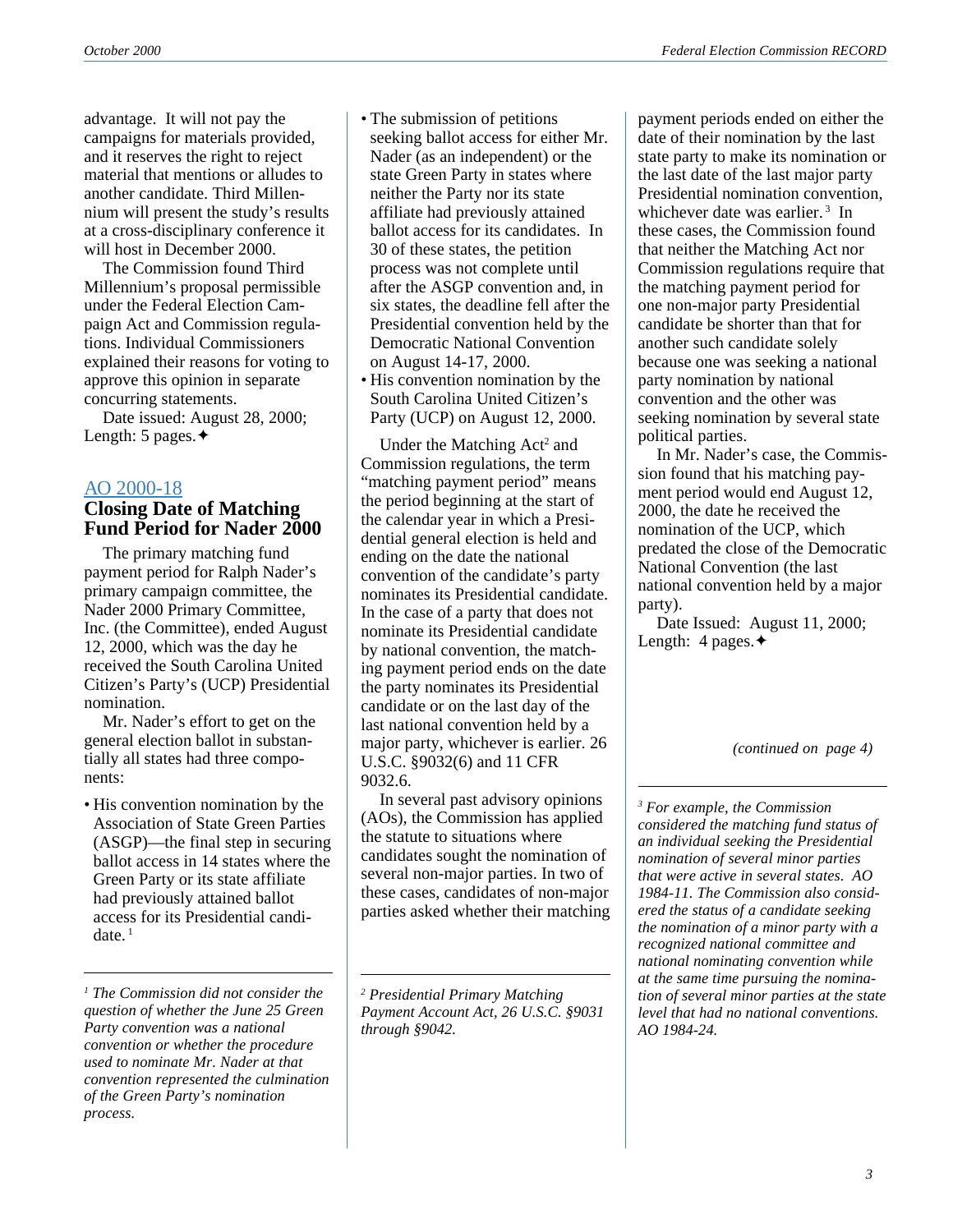advantage. It will not pay the campaigns for materials provided, and it reserves the right to reject material that mentions or alludes to another candidate. Third Millennium will present the study's results at a cross-disciplinary conference it will host in December 2000.

The Commission found Third Millennium's proposal permissible under the Federal Election Campaign Act and Commission regulations. Individual Commissioners explained their reasons for voting to approve this opinion in separate concurring statements.

Date issued: August 28, 2000; Length: 5 pages.✦

## AO 2000-18

## Closing Date of Matching Fund Period for Nader 2000

The primary matching fund payment period for Ralph Nader's primary campaign committee, the Nader 2000 Primary Committee, Inc. (the Committee), ended August 12, 2000, which was the day he received the South Carolina United Citizen's Party's (UCP) Presidential nomination.

Mr. Nader's effort to get on the general election ballot in substantially all states had three components:

- His convention nomination by the Association of State Green Parties (ASGP)—the final step in securing ballot access in 14 states where the Green Party or its state affiliate had previously attained ballot access for its Presidential candidate.[1]
- The submission of petitions seeking ballot access for either Mr. Nader (as an independent) or the state Green Party in states where neither the Party nor its state affiliate had previously attained ballot access for its candidates. In 30 of these states, the petition process was not complete until after the ASGP convention and, in six states, the deadline fell after the Presidential convention held by the Democratic National Convention on August 14-17, 2000.
- His convention nomination by the South Carolina United Citizen's Party (UCP) on August 12, 2000.

Under the Matching Act[2] and Commission regulations, the term "matching payment period" means the period beginning at the start of the calendar year in which a Presidential general election is held and ending on the date the national convention of the candidate's party nominates its Presidential candidate. In the case of a party that does not nominate its Presidential candidate by national convention, the matching payment period ends on the date the party nominates its Presidential candidate or on the last day of the last national convention held by a major party, whichever is earlier. 26 U.S.C. §9032(6) and 11 CFR 9032.6.

In several past advisory opinions (AOs), the Commission has applied the statute to situations where candidates sought the nomination of several non-major parties. In two of these cases, candidates of non-major parties asked whether their matching payment periods ended on either the date of their nomination by the last state party to make its nomination or the last date of the last major party Presidential nomination convention, whichever date was earlier.[3] In these cases, the Commission found that neither the Matching Act nor Commission regulations require that the matching payment period for one non-major party Presidential candidate be shorter than that for another such candidate solely because one was seeking a national party nomination by national convention and the other was seeking nomination by several state political parties.

In Mr. Nader's case, the Commission found that his matching payment period would end August 12, 2000, the date he received the nomination of the UCP, which predated the close of the Democratic National Convention (the last national convention held by a major party).

Date Issued: August 11, 2000; Length: 4 pages.✦

*(continued on page 4)*

---

[1] *The Commission did not consider the question of whether the June 25 Green Party convention was a national convention or whether the procedure used to nominate Mr. Nader at that convention represented the culmination of the Green Party's nomination process.*

[2] *Presidential Primary Matching Payment Account Act, 26 U.S.C. §9031 through §9042.*

[3] *For example, the Commission considered the matching fund status of an individual seeking the Presidential nomination of several minor parties that were active in several states. AO 1984-11. The Commission also considered the status of a candidate seeking the nomination of a minor party with a recognized national committee and national nominating convention while at the same time pursuing the nomination of several minor parties at the state level that had no national conventions. AO 1984-24.*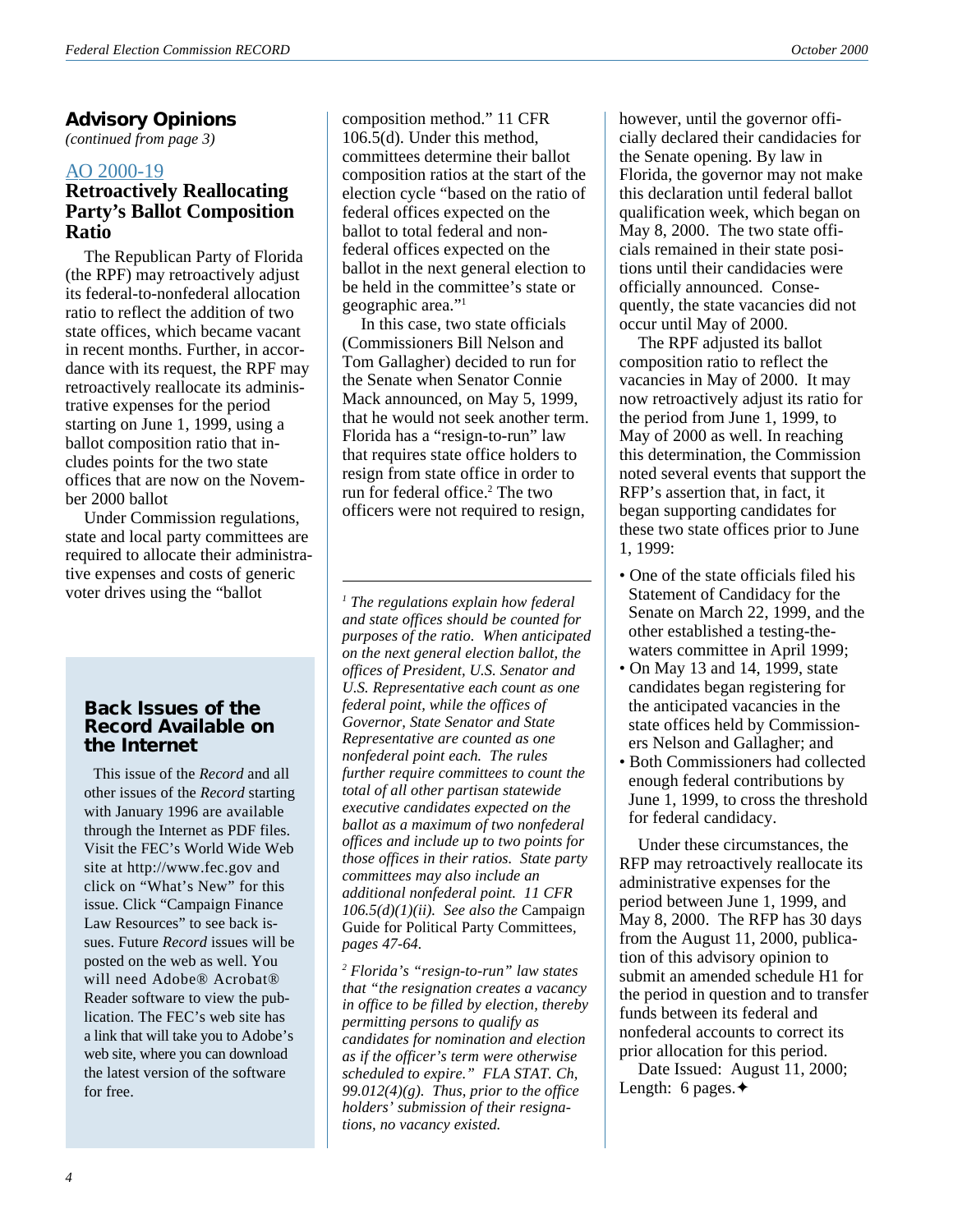## Advisory Opinions

*(continued from page 3)*

### AO 2000-19

### Retroactively Reallocating Party's Ballot Composition Ratio

The Republican Party of Florida (the RPF) may retroactively adjust its federal-to-nonfederal allocation ratio to reflect the addition of two state offices, which became vacant in recent months. Further, in accordance with its request, the RPF may retroactively reallocate its administrative expenses for the period starting on June 1, 1999, using a ballot composition ratio that includes points for the two state offices that are now on the November 2000 ballot

Under Commission regulations, state and local party committees are required to allocate their administrative expenses and costs of generic voter drives using the "ballot composition method." 11 CFR 106.5(d). Under this method, committees determine their ballot composition ratios at the start of the election cycle "based on the ratio of federal offices expected on the ballot to total federal and nonfederal offices expected on the ballot in the next general election to be held in the committee's state or geographic area."[1]

In this case, two state officials (Commissioners Bill Nelson and Tom Gallagher) decided to run for the Senate when Senator Connie Mack announced, on May 5, 1999, that he would not seek another term. Florida has a "resign-to-run" law that requires state office holders to resign from state office in order to run for federal office.[2] The two officers were not required to resign, however, until the governor officially declared their candidacies for the Senate opening. By law in Florida, the governor may not make this declaration until federal ballot qualification week, which began on May 8, 2000. The two state officials remained in their state positions until their candidacies were officially announced. Consequently, the state vacancies did not occur until May of 2000.

The RPF adjusted its ballot composition ratio to reflect the vacancies in May of 2000. It may now retroactively adjust its ratio for the period from June 1, 1999, to May of 2000 as well. In reaching this determination, the Commission noted several events that support the RFP's assertion that, in fact, it began supporting candidates for these two state offices prior to June 1, 1999:

- One of the state officials filed his Statement of Candidacy for the Senate on March 22, 1999, and the other established a testing-the-waters committee in April 1999;
- On May 13 and 14, 1999, state candidates began registering for the anticipated vacancies in the state offices held by Commissioners Nelson and Gallagher; and
- Both Commissioners had collected enough federal contributions by June 1, 1999, to cross the threshold for federal candidacy.

Under these circumstances, the RFP may retroactively reallocate its administrative expenses for the period between June 1, 1999, and May 8, 2000. The RFP has 30 days from the August 11, 2000, publication of this advisory opinion to submit an amended schedule H1 for the period in question and to transfer funds between its federal and nonfederal accounts to correct its prior allocation for this period.

Date Issued: August 11, 2000; Length: 6 pages.✦

---

[1] *The regulations explain how federal and state offices should be counted for purposes of the ratio. When anticipated on the next general election ballot, the offices of President, U.S. Senator and U.S. Representative each count as one federal point, while the offices of Governor, State Senator and State Representative are counted as one nonfederal point each. The rules further require committees to count the total of all other partisan statewide executive candidates expected on the ballot as a maximum of two nonfederal offices and include up to two points for those offices in their ratios. State party committees may also include an additional nonfederal point. 11 CFR 106.5(d)(1)(ii). See also the* Campaign Guide for Political Party Committees, *pages 47-64.*

[2] *Florida's "resign-to-run" law states that "the resignation creates a vacancy in office to be filled by election, thereby permitting persons to qualify as candidates for nomination and election as if the officer's term were otherwise scheduled to expire." FLA STAT. Ch, 99.012(4)(g). Thus, prior to the office holders' submission of their resignations, no vacancy existed.*

---

### Back Issues of the Record Available on the Internet

This issue of the *Record* and all other issues of the *Record* starting with January 1996 are available through the Internet as PDF files. Visit the FEC's World Wide Web site at http://www.fec.gov and click on "What's New" for this issue. Click "Campaign Finance Law Resources" to see back issues. Future *Record* issues will be posted on the web as well. You will need Adobe® Acrobat® Reader software to view the publication. The FEC's web site has a link that will take you to Adobe's web site, where you can download the latest version of the software for free.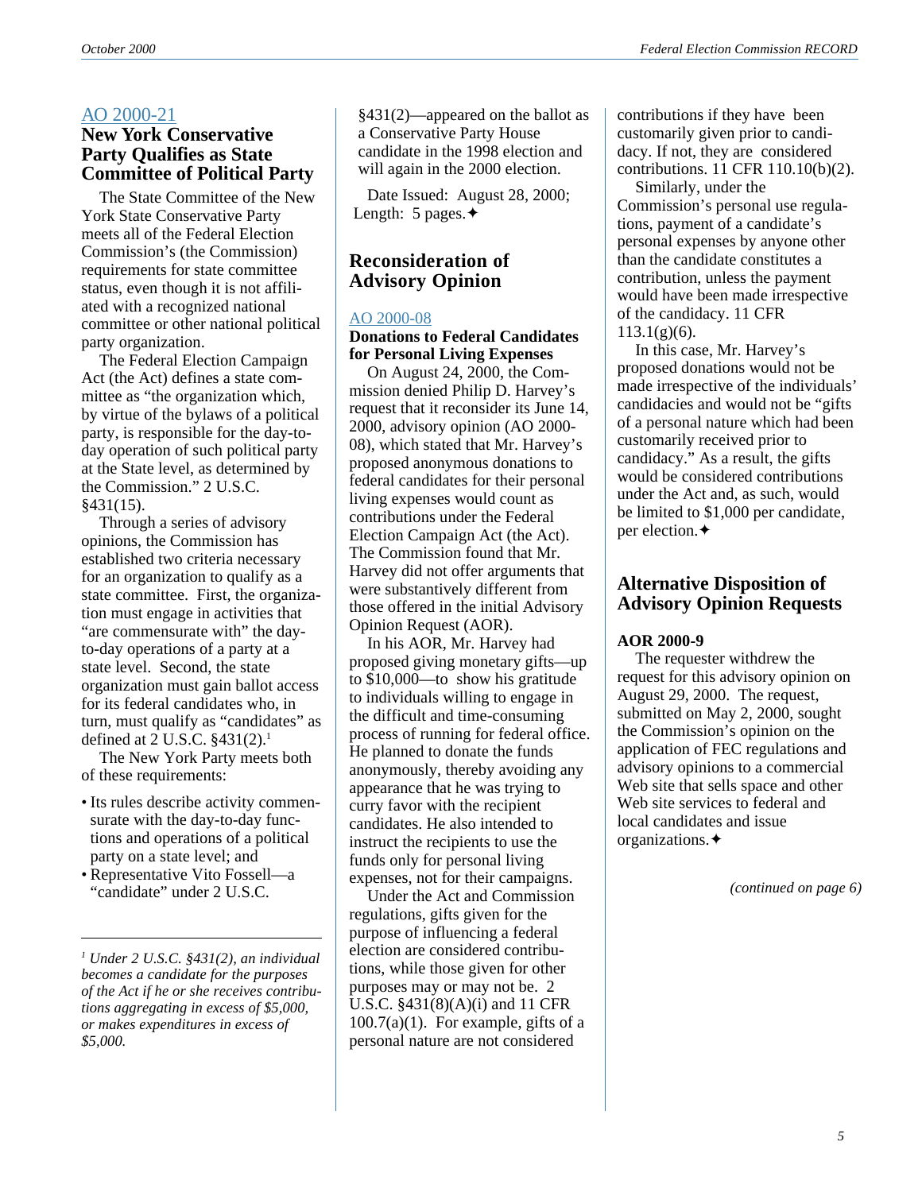### AO 2000-21

## New York Conservative Party Qualifies as State Committee of Political Party

The State Committee of the New York State Conservative Party meets all of the Federal Election Commission's (the Commission) requirements for state committee status, even though it is not affiliated with a recognized national committee or other national political party organization.

The Federal Election Campaign Act (the Act) defines a state committee as "the organization which, by virtue of the bylaws of a political party, is responsible for the day-to-day operation of such political party at the State level, as determined by the Commission." 2 U.S.C. §431(15).

Through a series of advisory opinions, the Commission has established two criteria necessary for an organization to qualify as a state committee. First, the organization must engage in activities that "are commensurate with" the day-to-day operations of a party at a state level. Second, the state organization must gain ballot access for its federal candidates who, in turn, must qualify as "candidates" as defined at 2 U.S.C. §431(2).[1]

The New York Party meets both of these requirements:

- Its rules describe activity commensurate with the day-to-day functions and operations of a political party on a state level; and
- Representative Vito Fossell—a "candidate" under 2 U.S.C. §431(2)—appeared on the ballot as a Conservative Party House candidate in the 1998 election and will again in the 2000 election.

Date Issued: August 28, 2000; Length: 5 pages.✦

*[1] Under 2 U.S.C. §431(2), an individual becomes a candidate for the purposes of the Act if he or she receives contributions aggregating in excess of $5,000, or makes expenditures in excess of $5,000.*

## Reconsideration of Advisory Opinion

### AO 2000-08

**Donations to Federal Candidates for Personal Living Expenses**

On August 24, 2000, the Commission denied Philip D. Harvey's request that it reconsider its June 14, 2000, advisory opinion (AO 2000-08), which stated that Mr. Harvey's proposed anonymous donations to federal candidates for their personal living expenses would count as contributions under the Federal Election Campaign Act (the Act). The Commission found that Mr. Harvey did not offer arguments that were substantively different from those offered in the initial Advisory Opinion Request (AOR).

In his AOR, Mr. Harvey had proposed giving monetary gifts—up to $10,000—to show his gratitude to individuals willing to engage in the difficult and time-consuming process of running for federal office. He planned to donate the funds anonymously, thereby avoiding any appearance that he was trying to curry favor with the recipient candidates. He also intended to instruct the recipients to use the funds only for personal living expenses, not for their campaigns.

Under the Act and Commission regulations, gifts given for the purpose of influencing a federal election are considered contributions, while those given for other purposes may or may not be. 2 U.S.C. §431(8)(A)(i) and 11 CFR 100.7(a)(1). For example, gifts of a personal nature are not considered contributions if they have been customarily given prior to candidacy. If not, they are considered contributions. 11 CFR 110.10(b)(2).

Similarly, under the Commission's personal use regulations, payment of a candidate's personal expenses by anyone other than the candidate constitutes a contribution, unless the payment would have been made irrespective of the candidacy. 11 CFR 113.1(g)(6).

In this case, Mr. Harvey's proposed donations would not be made irrespective of the individuals' candidacies and would not be "gifts of a personal nature which had been customarily received prior to candidacy." As a result, the gifts would be considered contributions under the Act and, as such, would be limited to $1,000 per candidate, per election.✦

## Alternative Disposition of Advisory Opinion Requests

**AOR 2000-9**

The requester withdrew the request for this advisory opinion on August 29, 2000. The request, submitted on May 2, 2000, sought the Commission's opinion on the application of FEC regulations and advisory opinions to a commercial Web site that sells space and other Web site services to federal and local candidates and issue organizations.✦

*(continued on page 6)*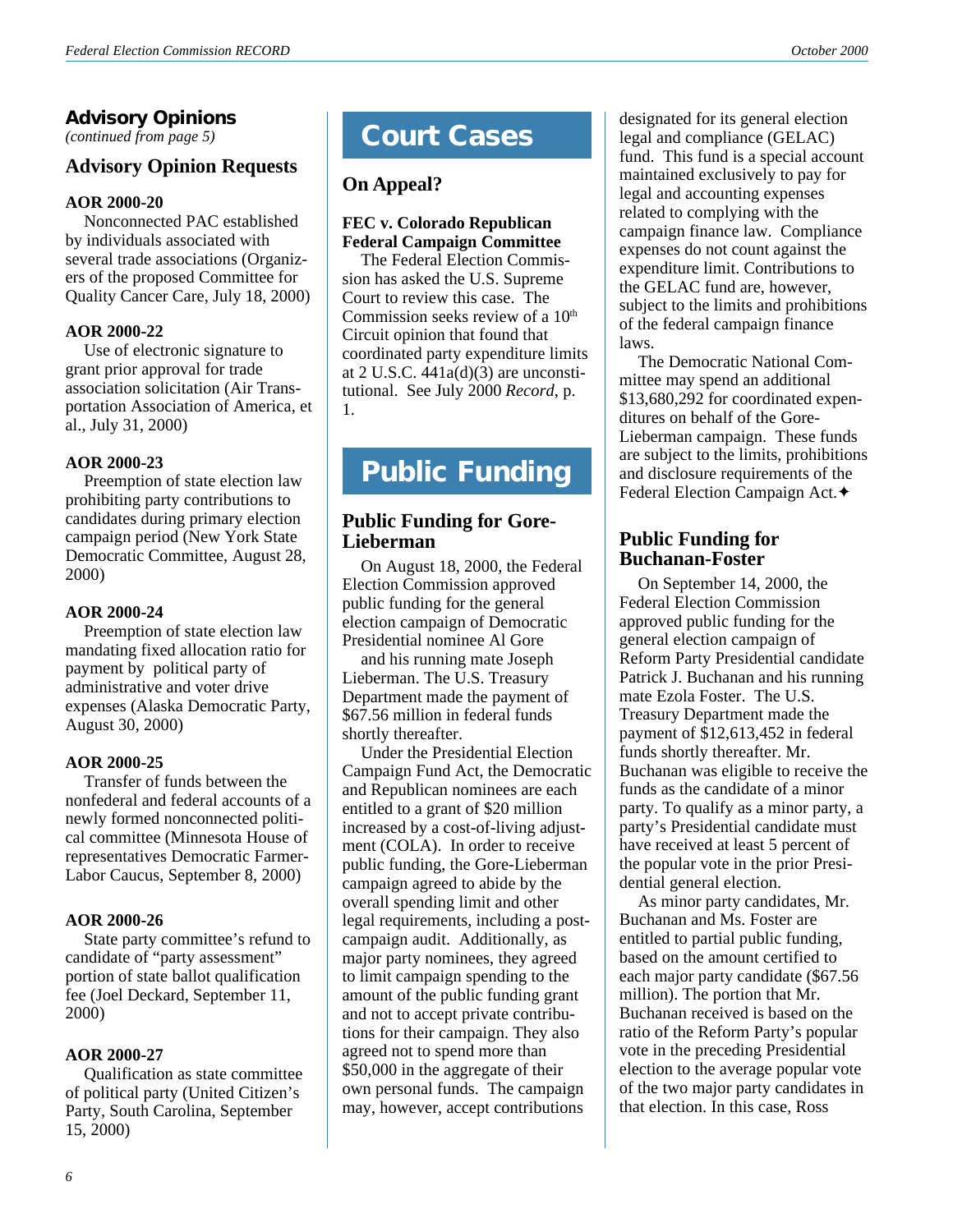## Advisory Opinions

*(continued from page 5)*

### Advisory Opinion Requests

**AOR 2000-20**

Nonconnected PAC established by individuals associated with several trade associations (Organizers of the proposed Committee for Quality Cancer Care, July 18, 2000)

**AOR 2000-22**

Use of electronic signature to grant prior approval for trade association solicitation (Air Transportation Association of America, et al., July 31, 2000)

**AOR 2000-23**

Preemption of state election law prohibiting party contributions to candidates during primary election campaign period (New York State Democratic Committee, August 28, 2000)

**AOR 2000-24**

Preemption of state election law mandating fixed allocation ratio for payment by political party of administrative and voter drive expenses (Alaska Democratic Party, August 30, 2000)

**AOR 2000-25**

Transfer of funds between the nonfederal and federal accounts of a newly formed nonconnected political committee (Minnesota House of representatives Democratic Farmer-Labor Caucus, September 8, 2000)

**AOR 2000-26**

State party committee's refund to candidate of "party assessment" portion of state ballot qualification fee (Joel Deckard, September 11, 2000)

**AOR 2000-27**

Qualification as state committee of political party (United Citizen's Party, South Carolina, September 15, 2000)

## Court Cases

### On Appeal?

**FEC v. Colorado Republican Federal Campaign Committee**

The Federal Election Commission has asked the U.S. Supreme Court to review this case. The Commission seeks review of a 10th Circuit opinion that found that coordinated party expenditure limits at 2 U.S.C. 441a(d)(3) are unconstitutional. See July 2000 *Record*, p. 1.

## Public Funding

### Public Funding for Gore-Lieberman

On August 18, 2000, the Federal Election Commission approved public funding for the general election campaign of Democratic Presidential nominee Al Gore and his running mate Joseph Lieberman. The U.S. Treasury Department made the payment of $67.56 million in federal funds shortly thereafter.

Under the Presidential Election Campaign Fund Act, the Democratic and Republican nominees are each entitled to a grant of $20 million increased by a cost-of-living adjustment (COLA). In order to receive public funding, the Gore-Lieberman campaign agreed to abide by the overall spending limit and other legal requirements, including a post-campaign audit. Additionally, as major party nominees, they agreed to limit campaign spending to the amount of the public funding grant and not to accept private contributions for their campaign. They also agreed not to spend more than $50,000 in the aggregate of their own personal funds. The campaign may, however, accept contributions designated for its general election legal and compliance (GELAC) fund. This fund is a special account maintained exclusively to pay for legal and accounting expenses related to complying with the campaign finance law. Compliance expenses do not count against the expenditure limit. Contributions to the GELAC fund are, however, subject to the limits and prohibitions of the federal campaign finance laws.

The Democratic National Committee may spend an additional $13,680,292 for coordinated expenditures on behalf of the Gore-Lieberman campaign. These funds are subject to the limits, prohibitions and disclosure requirements of the Federal Election Campaign Act.✦

### Public Funding for Buchanan-Foster

On September 14, 2000, the Federal Election Commission approved public funding for the general election campaign of Reform Party Presidential candidate Patrick J. Buchanan and his running mate Ezola Foster. The U.S. Treasury Department made the payment of $12,613,452 in federal funds shortly thereafter. Mr. Buchanan was eligible to receive the funds as the candidate of a minor party. To qualify as a minor party, a party's Presidential candidate must have received at least 5 percent of the popular vote in the prior Presidential general election.

As minor party candidates, Mr. Buchanan and Ms. Foster are entitled to partial public funding, based on the amount certified to each major party candidate ($67.56 million). The portion that Mr. Buchanan received is based on the ratio of the Reform Party's popular vote in the preceding Presidential election to the average popular vote of the two major party candidates in that election. In this case, Ross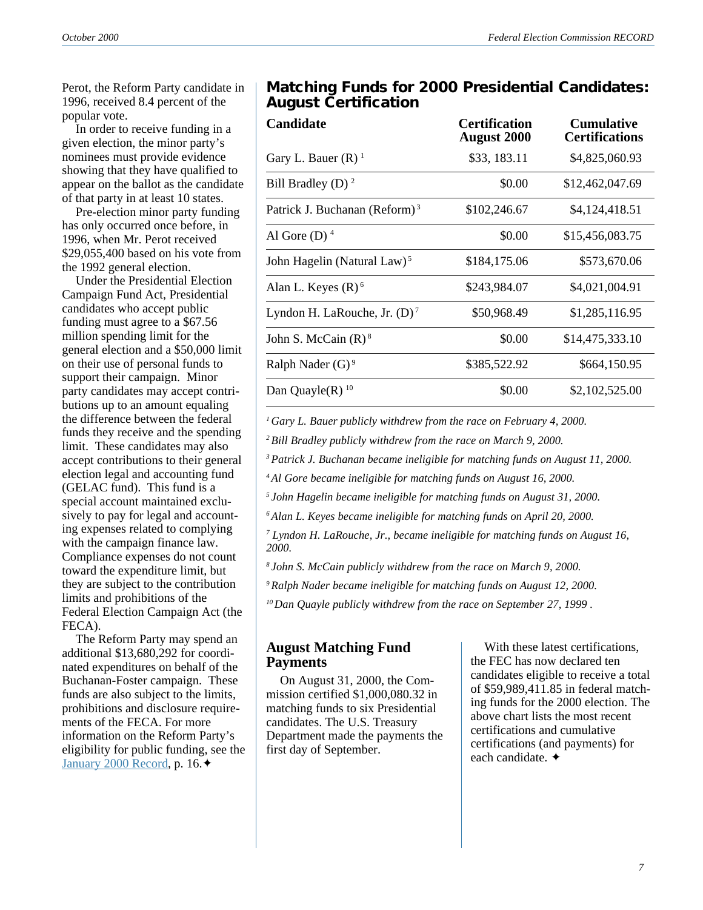Perot, the Reform Party candidate in 1996, received 8.4 percent of the popular vote.

In order to receive funding in a given election, the minor party's nominees must provide evidence showing that they have qualified to appear on the ballot as the candidate of that party in at least 10 states.

Pre-election minor party funding has only occurred once before, in 1996, when Mr. Perot received $29,055,400 based on his vote from the 1992 general election.

Under the Presidential Election Campaign Fund Act, Presidential candidates who accept public funding must agree to a $67.56 million spending limit for the general election and a $50,000 limit on their use of personal funds to support their campaign. Minor party candidates may accept contributions up to an amount equaling the difference between the federal funds they receive and the spending limit. These candidates may also accept contributions to their general election legal and accounting fund (GELAC fund). This fund is a special account maintained exclusively to pay for legal and accounting expenses related to complying with the campaign finance law. Compliance expenses do not count toward the expenditure limit, but they are subject to the contribution limits and prohibitions of the Federal Election Campaign Act (the FECA).

The Reform Party may spend an additional $13,680,292 for coordinated expenditures on behalf of the Buchanan-Foster campaign. These funds are also subject to the limits, prohibitions and disclosure requirements of the FECA. For more information on the Reform Party's eligibility for public funding, see the January 2000 Record, p. 16.✦

## Matching Funds for 2000 Presidential Candidates: August Certification

| Candidate | Certification August 2000 | Cumulative Certifications |
|---|---|---|
| Gary L. Bauer (R) [1] | $33, 183.11 | $4,825,060.93 |
| Bill Bradley (D) [2] | $0.00 | $12,462,047.69 |
| Patrick J. Buchanan (Reform) [3] | $102,246.67 | $4,124,418.51 |
| Al Gore (D) [4] | $0.00 | $15,456,083.75 |
| John Hagelin (Natural Law) [5] | $184,175.06 | $573,670.06 |
| Alan L. Keyes (R) [6] | $243,984.07 | $4,021,004.91 |
| Lyndon H. LaRouche, Jr. (D) [7] | $50,968.49 | $1,285,116.95 |
| John S. McCain (R) [8] | $0.00 | $14,475,333.10 |
| Ralph Nader (G) [9] | $385,522.92 | $664,150.95 |
| Dan Quayle(R) [10] | $0.00 | $2,102,525.00 |

*[1] Gary L. Bauer publicly withdrew from the race on February 4, 2000.*

*[2] Bill Bradley publicly withdrew from the race on March 9, 2000.*

*[3] Patrick J. Buchanan became ineligible for matching funds on August 11, 2000.*

*[4] Al Gore became ineligible for matching funds on August 16, 2000.*

*[5] John Hagelin became ineligible for matching funds on August 31, 2000.*

*[6] Alan L. Keyes became ineligible for matching funds on April 20, 2000.*

*[7] Lyndon H. LaRouche, Jr., became ineligible for matching funds on August 16, 2000.*

*[8] John S. McCain publicly withdrew from the race on March 9, 2000.*

*[9] Ralph Nader became ineligible for matching funds on August 12, 2000.*

*[10] Dan Quayle publicly withdrew from the race on September 27, 1999 .*

### August Matching Fund Payments

On August 31, 2000, the Commission certified $1,000,080.32 in matching funds to six Presidential candidates. The U.S. Treasury Department made the payments the first day of September.

With these latest certifications, the FEC has now declared ten candidates eligible to receive a total of $59,989,411.85 in federal matching funds for the 2000 election. The above chart lists the most recent certifications and cumulative certifications (and payments) for each candidate. ✦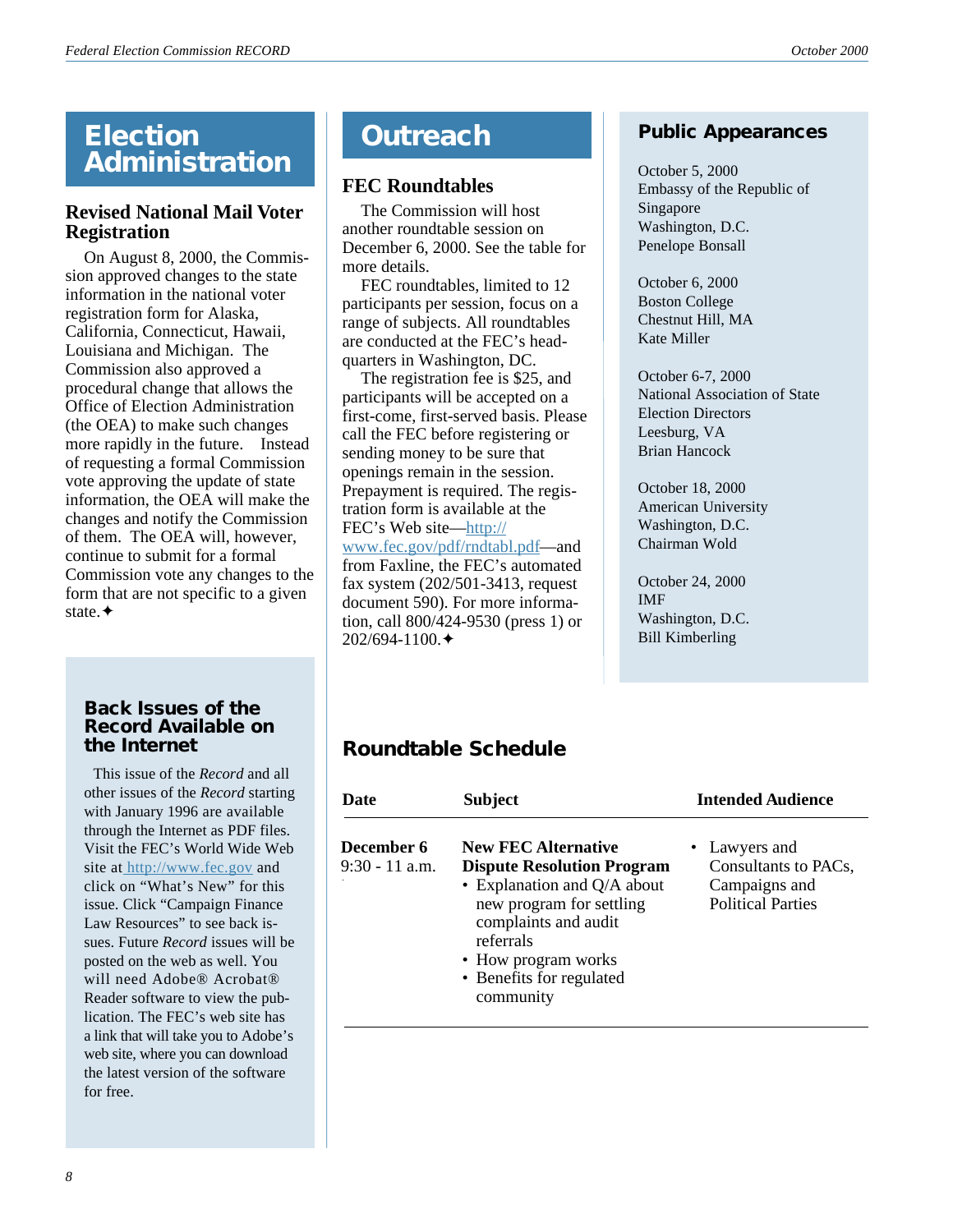# Election Administration

## Revised National Mail Voter Registration

On August 8, 2000, the Commission approved changes to the state information in the national voter registration form for Alaska, California, Connecticut, Hawaii, Louisiana and Michigan. The Commission also approved a procedural change that allows the Office of Election Administration (the OEA) to make such changes more rapidly in the future. Instead of requesting a formal Commission vote approving the update of state information, the OEA will make the changes and notify the Commission of them. The OEA will, however, continue to submit for a formal Commission vote any changes to the form that are not specific to a given state.✦

## Back Issues of the Record Available on the Internet

This issue of the *Record* and all other issues of the *Record* starting with January 1996 are available through the Internet as PDF files. Visit the FEC's World Wide Web site at http://www.fec.gov and click on "What's New" for this issue. Click "Campaign Finance Law Resources" to see back issues. Future *Record* issues will be posted on the web as well. You will need Adobe® Acrobat® Reader software to view the publication. The FEC's web site has a link that will take you to Adobe's web site, where you can download the latest version of the software for free.

# Outreach

## FEC Roundtables

The Commission will host another roundtable session on December 6, 2000. See the table for more details.

FEC roundtables, limited to 12 participants per session, focus on a range of subjects. All roundtables are conducted at the FEC's headquarters in Washington, DC.

The registration fee is $25, and participants will be accepted on a first-come, first-served basis. Please call the FEC before registering or sending money to be sure that openings remain in the session. Prepayment is required. The registration form is available at the FEC's Web site—http://www.fec.gov/pdf/rndtabl.pdf—and from Faxline, the FEC's automated fax system (202/501-3413, request document 590). For more information, call 800/424-9530 (press 1) or 202/694-1100.✦

## Public Appearances

October 5, 2000
Embassy of the Republic of Singapore
Washington, D.C.
Penelope Bonsall

October 6, 2000
Boston College
Chestnut Hill, MA
Kate Miller

October 6-7, 2000
National Association of State Election Directors
Leesburg, VA
Brian Hancock

October 18, 2000
American University
Washington, D.C.
Chairman Wold

October 24, 2000
IMF
Washington, D.C.
Bill Kimberling

## Roundtable Schedule

| Date | Subject | Intended Audience |
|---|---|---|
| **December 6** 9:30 - 11 a.m. | **New FEC Alternative Dispute Resolution Program** • Explanation and Q/A about new program for settling complaints and audit referrals • How program works • Benefits for regulated community | • Lawyers and Consultants to PACs, Campaigns and Political Parties |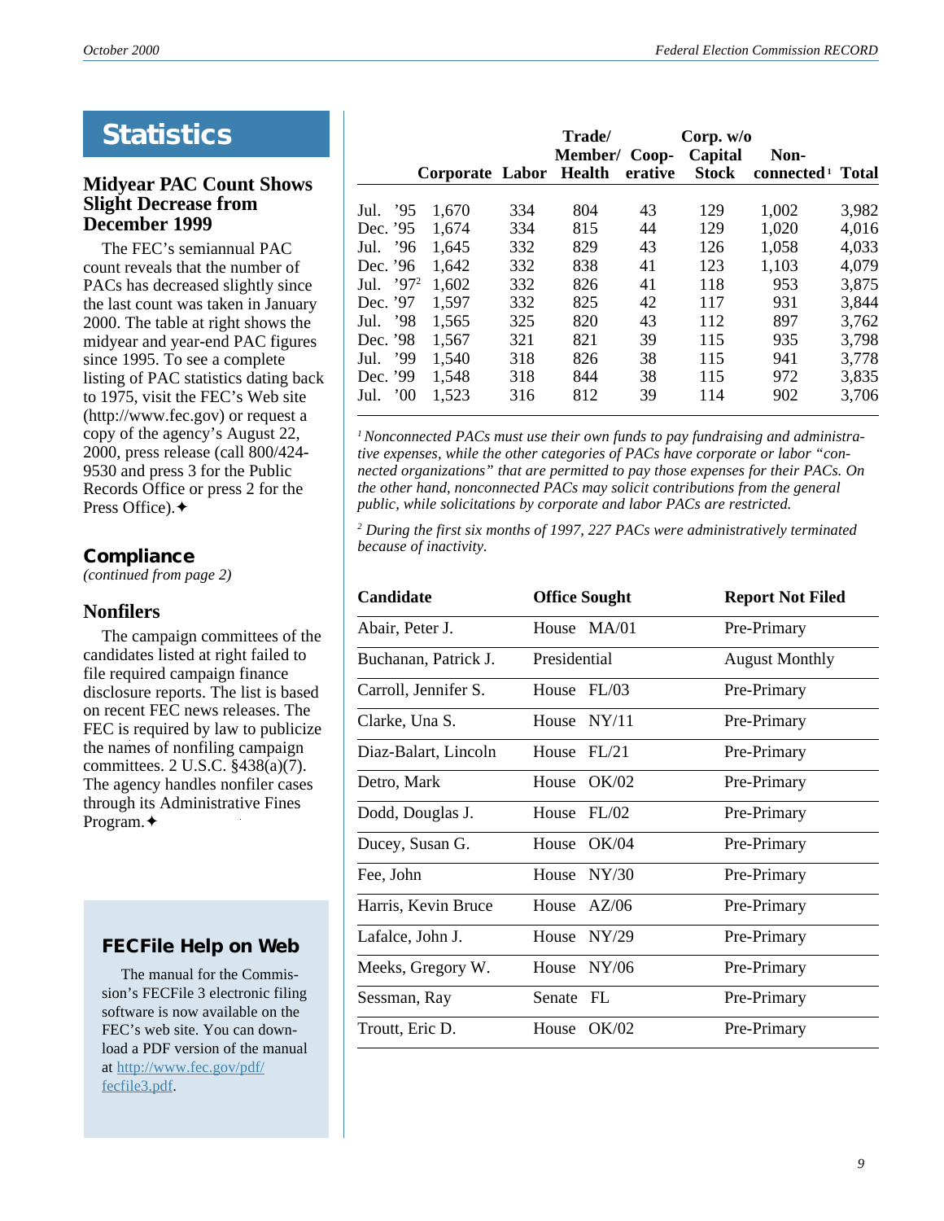# Statistics

## Midyear PAC Count Shows Slight Decrease from December 1999

The FEC's semiannual PAC count reveals that the number of PACs has decreased slightly since the last count was taken in January 2000. The table at right shows the midyear and year-end PAC figures since 1995. To see a complete listing of PAC statistics dating back to 1975, visit the FEC's Web site (http://www.fec.gov) or request a copy of the agency's August 22, 2000, press release (call 800/424-9530 and press 3 for the Public Records Office or press 2 for the Press Office).✦

| | Corporate | Labor | Trade/ Member/ Health | Coop- erative | Corp. w/o Capital Stock | Non- connected[1] | Total |
|---|---|---|---|---|---|---|---|
| Jul. '95 | 1,670 | 334 | 804 | 43 | 129 | 1,002 | 3,982 |
| Dec. '95 | 1,674 | 334 | 815 | 44 | 129 | 1,020 | 4,016 |
| Jul. '96 | 1,645 | 332 | 829 | 43 | 126 | 1,058 | 4,033 |
| Dec. '96 | 1,642 | 332 | 838 | 41 | 123 | 1,103 | 4,079 |
| Jul. '97[2] | 1,602 | 332 | 826 | 41 | 118 | 953 | 3,875 |
| Dec. '97 | 1,597 | 332 | 825 | 42 | 117 | 931 | 3,844 |
| Jul. '98 | 1,565 | 325 | 820 | 43 | 112 | 897 | 3,762 |
| Dec. '98 | 1,567 | 321 | 821 | 39 | 115 | 935 | 3,798 |
| Jul. '99 | 1,540 | 318 | 826 | 38 | 115 | 941 | 3,778 |
| Dec. '99 | 1,548 | 318 | 844 | 38 | 115 | 972 | 3,835 |
| Jul. '00 | 1,523 | 316 | 812 | 39 | 114 | 902 | 3,706 |

*[1] Nonconnected PACs must use their own funds to pay fundraising and administrative expenses, while the other categories of PACs have corporate or labor "connected organizations" that are permitted to pay those expenses for their PACs. On the other hand, nonconnected PACs may solicit contributions from the general public, while solicitations by corporate and labor PACs are restricted.*

*[2] During the first six months of 1997, 227 PACs were administratively terminated because of inactivity.*

## Compliance

*(continued from page 2)*

### Nonfilers

The campaign committees of the candidates listed at right failed to file required campaign finance disclosure reports. The list is based on recent FEC news releases. The FEC is required by law to publicize the names of nonfiling campaign committees. 2 U.S.C. §438(a)(7). The agency handles nonfiler cases through its Administrative Fines Program.✦

| Candidate | Office Sought | Report Not Filed |
|---|---|---|
| Abair, Peter J. | House MA/01 | Pre-Primary |
| Buchanan, Patrick J. | Presidential | August Monthly |
| Carroll, Jennifer S. | House FL/03 | Pre-Primary |
| Clarke, Una S. | House NY/11 | Pre-Primary |
| Diaz-Balart, Lincoln | House FL/21 | Pre-Primary |
| Detro, Mark | House OK/02 | Pre-Primary |
| Dodd, Douglas J. | House FL/02 | Pre-Primary |
| Ducey, Susan G. | House OK/04 | Pre-Primary |
| Fee, John | House NY/30 | Pre-Primary |
| Harris, Kevin Bruce | House AZ/06 | Pre-Primary |
| Lafalce, John J. | House NY/29 | Pre-Primary |
| Meeks, Gregory W. | House NY/06 | Pre-Primary |
| Sessman, Ray | Senate FL | Pre-Primary |
| Troutt, Eric D. | House OK/02 | Pre-Primary |

## FECFile Help on Web

The manual for the Commission's FECFile 3 electronic filing software is now available on the FEC's web site. You can download a PDF version of the manual at http://www.fec.gov/pdf/fecfile3.pdf.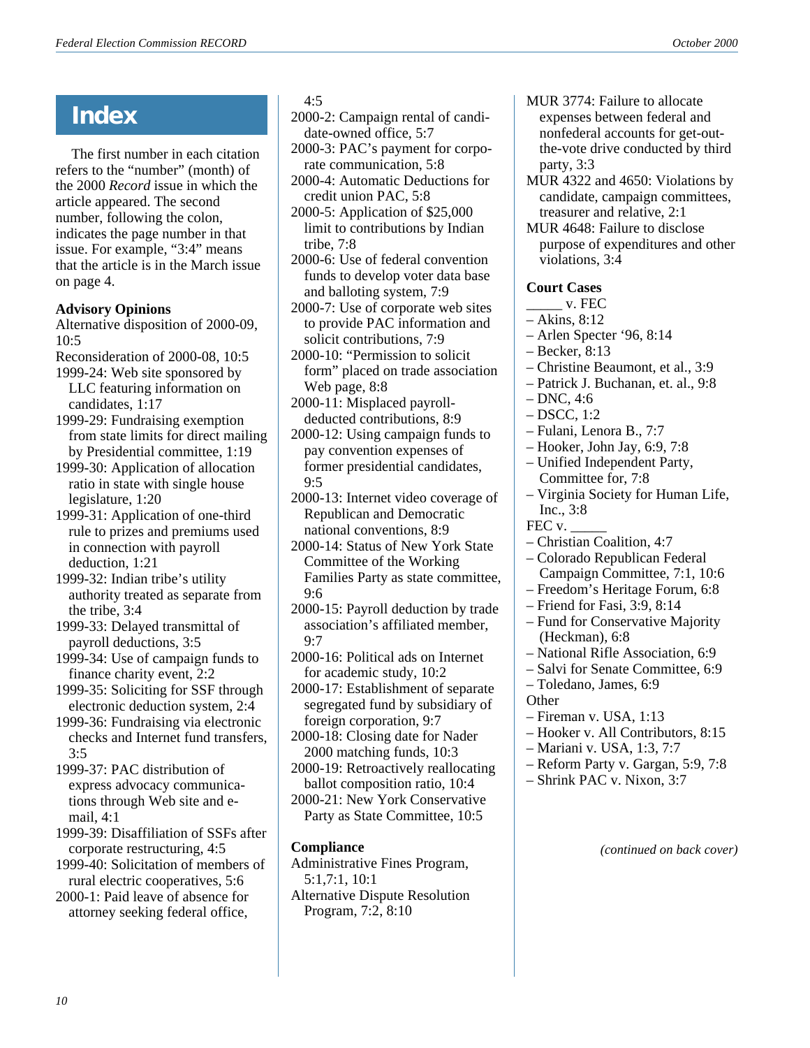# Index

The first number in each citation refers to the "number" (month) of the 2000 *Record* issue in which the article appeared. The second number, following the colon, indicates the page number in that issue. For example, "3:4" means that the article is in the March issue on page 4.

**Advisory Opinions**

Alternative disposition of 2000-09, 10:5

Reconsideration of 2000-08, 10:5

1999-24: Web site sponsored by LLC featuring information on candidates, 1:17

1999-29: Fundraising exemption from state limits for direct mailing by Presidential committee, 1:19

1999-30: Application of allocation ratio in state with single house legislature, 1:20

1999-31: Application of one-third rule to prizes and premiums used in connection with payroll deduction, 1:21

1999-32: Indian tribe's utility authority treated as separate from the tribe, 3:4

1999-33: Delayed transmittal of payroll deductions, 3:5

1999-34: Use of campaign funds to finance charity event, 2:2

1999-35: Soliciting for SSF through electronic deduction system, 2:4

1999-36: Fundraising via electronic checks and Internet fund transfers, 3:5

1999-37: PAC distribution of express advocacy communications through Web site and e-mail, 4:1

1999-39: Disaffiliation of SSFs after corporate restructuring, 4:5

1999-40: Solicitation of members of rural electric cooperatives, 5:6

2000-1: Paid leave of absence for attorney seeking federal office, 4:5

2000-2: Campaign rental of candidate-owned office, 5:7

2000-3: PAC's payment for corporate communication, 5:8

2000-4: Automatic Deductions for credit union PAC, 5:8

2000-5: Application of $25,000 limit to contributions by Indian tribe, 7:8

2000-6: Use of federal convention funds to develop voter data base and balloting system, 7:9

2000-7: Use of corporate web sites to provide PAC information and solicit contributions, 7:9

2000-10: "Permission to solicit form" placed on trade association Web page, 8:8

2000-11: Misplaced payroll-deducted contributions, 8:9

2000-12: Using campaign funds to pay convention expenses of former presidential candidates, 9:5

2000-13: Internet video coverage of Republican and Democratic national conventions, 8:9

2000-14: Status of New York State Committee of the Working Families Party as state committee, 9:6

2000-15: Payroll deduction by trade association's affiliated member, 9:7

2000-16: Political ads on Internet for academic study, 10:2

2000-17: Establishment of separate segregated fund by subsidiary of foreign corporation, 9:7

2000-18: Closing date for Nader 2000 matching funds, 10:3

2000-19: Retroactively reallocating ballot composition ratio, 10:4

2000-21: New York Conservative Party as State Committee, 10:5

**Compliance**

Administrative Fines Program, 5:1,7:1, 10:1

Alternative Dispute Resolution Program, 7:2, 8:10

MUR 3774: Failure to allocate expenses between federal and nonfederal accounts for get-out-the-vote drive conducted by third party, 3:3

MUR 4322 and 4650: Violations by candidate, campaign committees, treasurer and relative, 2:1

MUR 4648: Failure to disclose purpose of expenditures and other violations, 3:4

**Court Cases**

_____ v. FEC

– Akins, 8:12
– Arlen Specter '96, 8:14
– Becker, 8:13
– Christine Beaumont, et al., 3:9
– Patrick J. Buchanan, et. al., 9:8
– DNC, 4:6
– DSCC, 1:2
– Fulani, Lenora B., 7:7
– Hooker, John Jay, 6:9, 7:8
– Unified Independent Party, Committee for, 7:8
– Virginia Society for Human Life, Inc., 3:8

FEC v. _____

– Christian Coalition, 4:7
– Colorado Republican Federal Campaign Committee, 7:1, 10:6
– Freedom's Heritage Forum, 6:8
– Friend for Fasi, 3:9, 8:14
– Fund for Conservative Majority (Heckman), 6:8
– National Rifle Association, 6:9
– Salvi for Senate Committee, 6:9
– Toledano, James, 6:9

Other

– Fireman v. USA, 1:13
– Hooker v. All Contributors, 8:15
– Mariani v. USA, 1:3, 7:7
– Reform Party v. Gargan, 5:9, 7:8
– Shrink PAC v. Nixon, 3:7

*(continued on back cover)*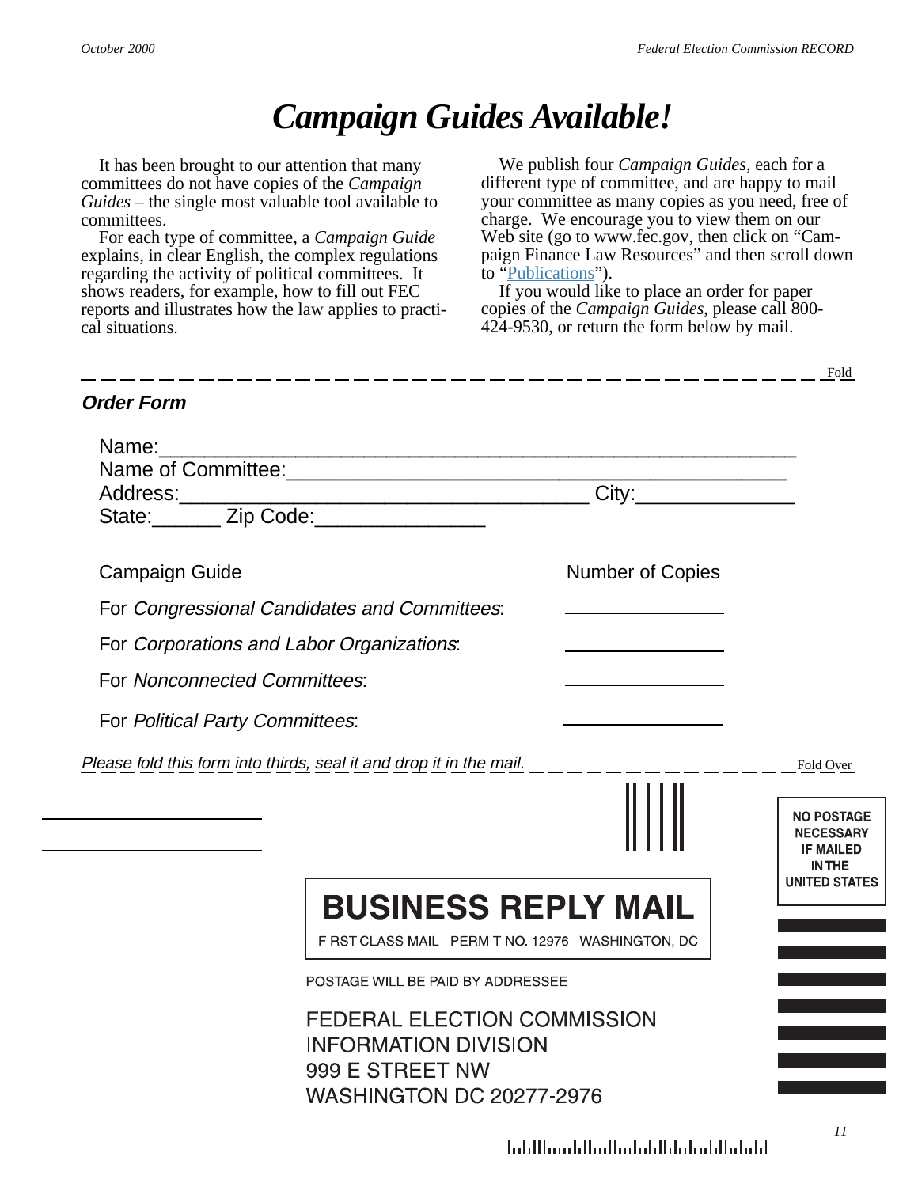# *Campaign Guides Available!*

It has been brought to our attention that many committees do not have copies of the *Campaign Guides* – the single most valuable tool available to committees.

For each type of committee, a *Campaign Guide* explains, in clear English, the complex regulations regarding the activity of political committees. It shows readers, for example, how to fill out FEC reports and illustrates how the law applies to practical situations.

We publish four *Campaign Guides,* each for a different type of committee, and are happy to mail your committee as many copies as you need, free of charge. We encourage you to view them on our Web site (go to www.fec.gov, then click on "Campaign Finance Law Resources" and then scroll down to "Publications").

If you would like to place an order for paper copies of the *Campaign Guides*, please call 800-424-9530, or return the form below by mail.

Fold

### *Order Form*

Name:_______________________________________________

Name of Committee:____________________________________

Address:_______________________________ City:____________

State:______ Zip Code:_____________

| Campaign Guide | Number of Copies |
| --- | --- |
| For *Congressional Candidates and Committees*: | ________ |
| For *Corporations and Labor Organizations*: | ________ |
| For *Nonconnected Committees*: | ________ |
| For *Political Party Committees*: | ________ |

*Please fold this form into thirds, seal it and drop it in the mail.*

Fold Over

NO POSTAGE NECESSARY IF MAILED IN THE UNITED STATES

**BUSINESS REPLY MAIL**

FIRST-CLASS MAIL PERMIT NO. 12976 WASHINGTON, DC

POSTAGE WILL BE PAID BY ADDRESSEE

FEDERAL ELECTION COMMISSION
INFORMATION DIVISION
999 E STREET NW
WASHINGTON DC 20277-2976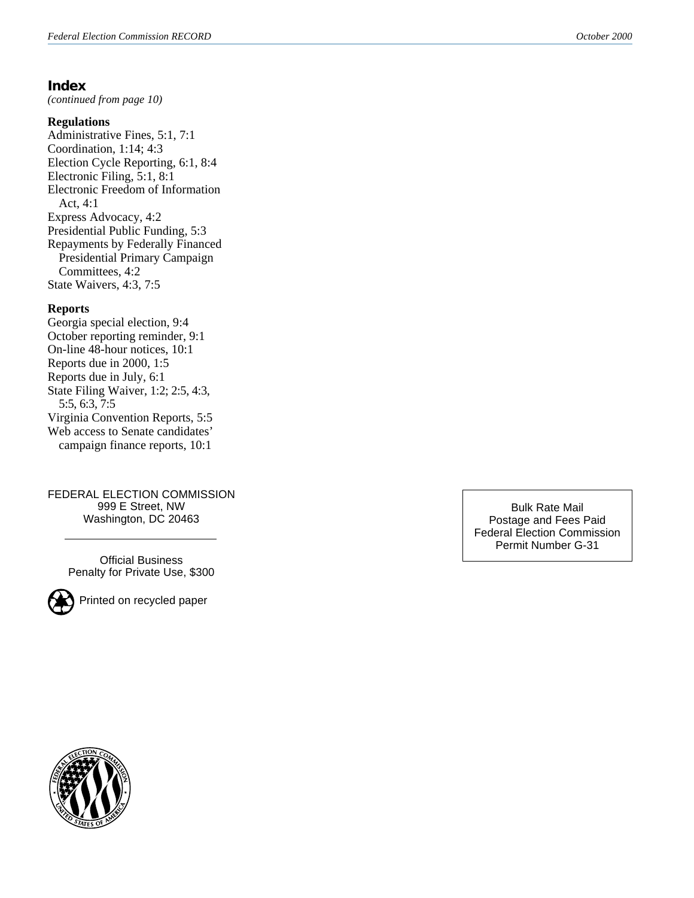## Index

*(continued from page 10)*

**Regulations**

Administrative Fines, 5:1, 7:1
Coordination, 1:14; 4:3
Election Cycle Reporting, 6:1, 8:4
Electronic Filing, 5:1, 8:1
Electronic Freedom of Information Act, 4:1
Express Advocacy, 4:2
Presidential Public Funding, 5:3
Repayments by Federally Financed Presidential Primary Campaign Committees, 4:2
State Waivers, 4:3, 7:5

**Reports**

Georgia special election, 9:4
October reporting reminder, 9:1
On-line 48-hour notices, 10:1
Reports due in 2000, 1:5
Reports due in July, 6:1
State Filing Waiver, 1:2; 2:5, 4:3, 5:5, 6:3, 7:5
Virginia Convention Reports, 5:5
Web access to Senate candidates' campaign finance reports, 10:1

FEDERAL ELECTION COMMISSION
999 E Street, NW
Washington, DC 20463

Official Business
Penalty for Private Use, $300

Printed on recycled paper

Bulk Rate Mail
Postage and Fees Paid
Federal Election Commission
Permit Number G-31